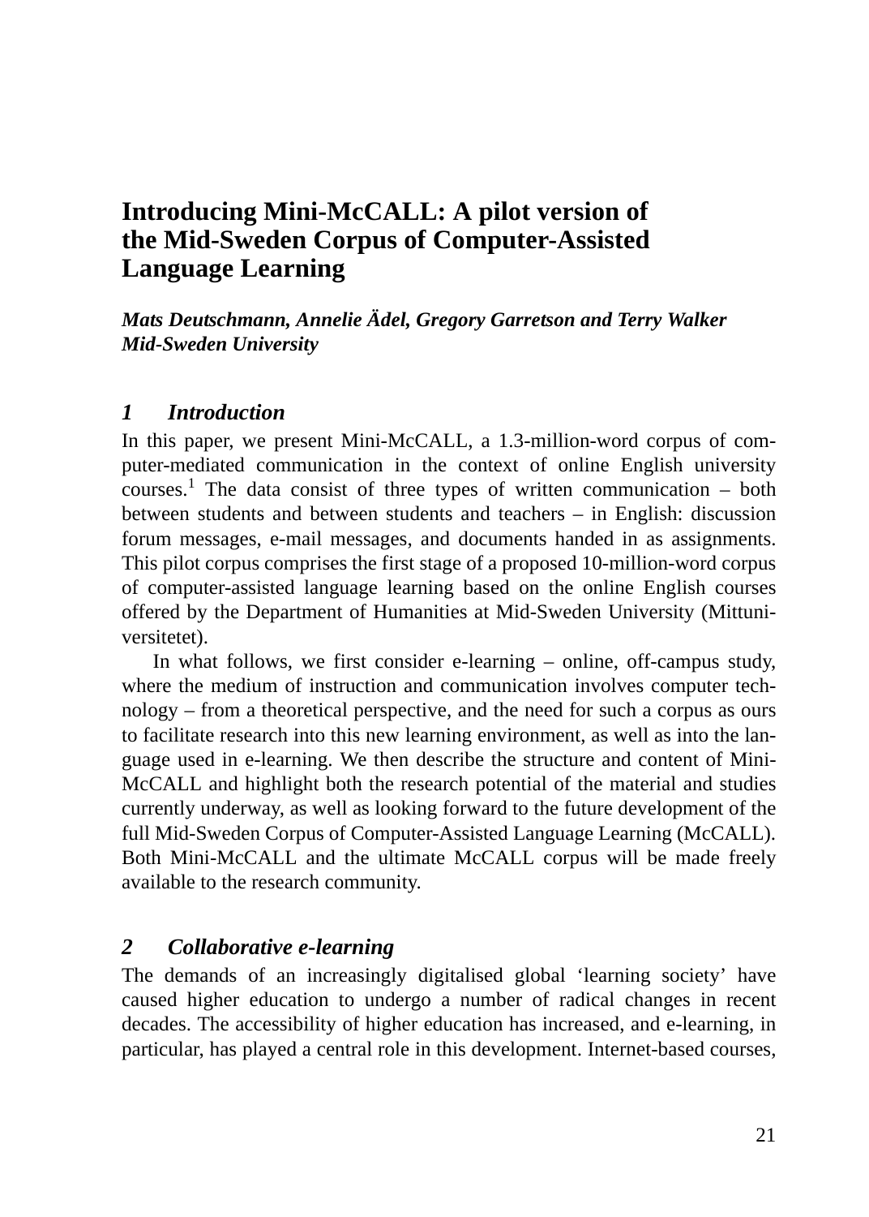# Introducing Mini-McCALL: A pilot version of the Mid-Sweden Corpus of Computer-Assisted Language Learning

***Mats Deutschmann, Annelie Ädel, Gregory Garretson and Terry Walker***
***Mid-Sweden University***

## *1 Introduction*

In this paper, we present Mini-McCALL, a 1.3-million-word corpus of computer-mediated communication in the context of online English university courses.[1] The data consist of three types of written communication – both between students and between students and teachers – in English: discussion forum messages, e-mail messages, and documents handed in as assignments. This pilot corpus comprises the first stage of a proposed 10-million-word corpus of computer-assisted language learning based on the online English courses offered by the Department of Humanities at Mid-Sweden University (Mittuniversitetet).

In what follows, we first consider e-learning – online, off-campus study, where the medium of instruction and communication involves computer technology – from a theoretical perspective, and the need for such a corpus as ours to facilitate research into this new learning environment, as well as into the language used in e-learning. We then describe the structure and content of Mini-McCALL and highlight both the research potential of the material and studies currently underway, as well as looking forward to the future development of the full Mid-Sweden Corpus of Computer-Assisted Language Learning (McCALL). Both Mini-McCALL and the ultimate McCALL corpus will be made freely available to the research community.

## *2 Collaborative e-learning*

The demands of an increasingly digitalised global 'learning society' have caused higher education to undergo a number of radical changes in recent decades. The accessibility of higher education has increased, and e-learning, in particular, has played a central role in this development. Internet-based courses,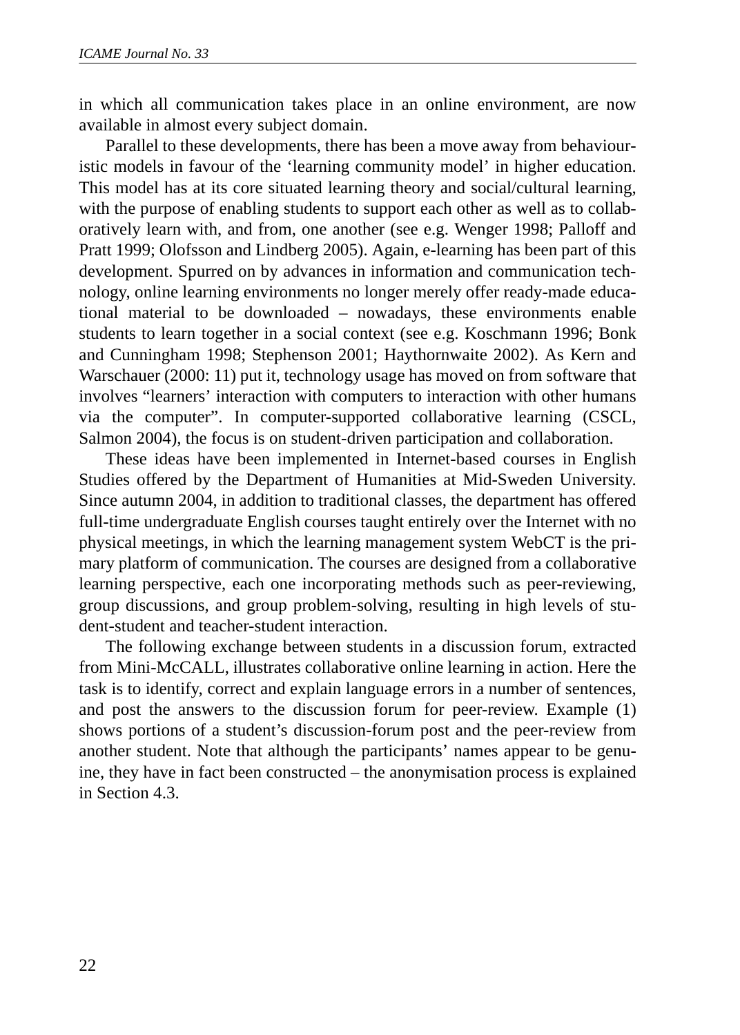in which all communication takes place in an online environment, are now available in almost every subject domain.

Parallel to these developments, there has been a move away from behaviouristic models in favour of the 'learning community model' in higher education. This model has at its core situated learning theory and social/cultural learning, with the purpose of enabling students to support each other as well as to collaboratively learn with, and from, one another (see e.g. Wenger 1998; Palloff and Pratt 1999; Olofsson and Lindberg 2005). Again, e-learning has been part of this development. Spurred on by advances in information and communication technology, online learning environments no longer merely offer ready-made educational material to be downloaded – nowadays, these environments enable students to learn together in a social context (see e.g. Koschmann 1996; Bonk and Cunningham 1998; Stephenson 2001; Haythornwaite 2002). As Kern and Warschauer (2000: 11) put it, technology usage has moved on from software that involves "learners' interaction with computers to interaction with other humans via the computer". In computer-supported collaborative learning (CSCL, Salmon 2004), the focus is on student-driven participation and collaboration.

These ideas have been implemented in Internet-based courses in English Studies offered by the Department of Humanities at Mid-Sweden University. Since autumn 2004, in addition to traditional classes, the department has offered full-time undergraduate English courses taught entirely over the Internet with no physical meetings, in which the learning management system WebCT is the primary platform of communication. The courses are designed from a collaborative learning perspective, each one incorporating methods such as peer-reviewing, group discussions, and group problem-solving, resulting in high levels of student-student and teacher-student interaction.

The following exchange between students in a discussion forum, extracted from Mini-McCALL, illustrates collaborative online learning in action. Here the task is to identify, correct and explain language errors in a number of sentences, and post the answers to the discussion forum for peer-review. Example (1) shows portions of a student's discussion-forum post and the peer-review from another student. Note that although the participants' names appear to be genuine, they have in fact been constructed – the anonymisation process is explained in Section 4.3.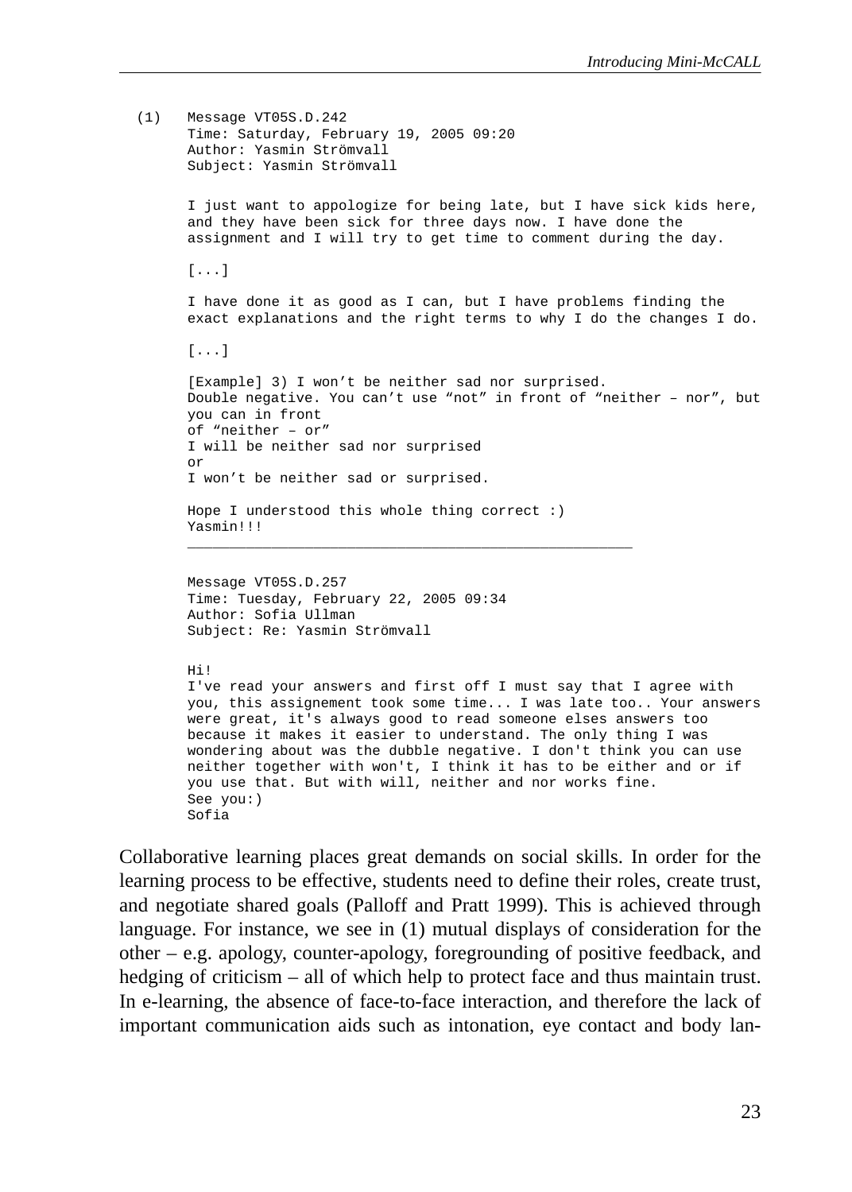```
(1)   Message VT05S.D.242
      Time: Saturday, February 19, 2005 09:20
      Author: Yasmin Strömvall
      Subject: Yasmin Strömvall

      I just want to appologize for being late, but I have sick kids here,
      and they have been sick for three days now. I have done the
      assignment and I will try to get time to comment during the day.

      [...]

      I have done it as good as I can, but I have problems finding the
      exact explanations and the right terms to why I do the changes I do.

      [...]

      [Example] 3) I won't be neither sad nor surprised.
      Double negative. You can't use "not" in front of "neither – nor", but
      you can in front
      of "neither – or"
      I will be neither sad nor surprised
      or
      I won't be neither sad or surprised.

      Hope I understood this whole thing correct :)
      Yasmin!!!
      ______________________________________________________

      Message VT05S.D.257
      Time: Tuesday, February 22, 2005 09:34
      Author: Sofia Ullman
      Subject: Re: Yasmin Strömvall

      Hi!
      I've read your answers and first off I must say that I agree with
      you, this assignement took some time... I was late too.. Your answers
      were great, it's always good to read someone elses answers too
      because it makes it easier to understand. The only thing I was
      wondering about was the dubble negative. I don't think you can use
      neither together with won't, I think it has to be either and or if
      you use that. But with will, neither and nor works fine.
      See you:)
      Sofia
```

Collaborative learning places great demands on social skills. In order for the learning process to be effective, students need to define their roles, create trust, and negotiate shared goals (Palloff and Pratt 1999). This is achieved through language. For instance, we see in (1) mutual displays of consideration for the other – e.g. apology, counter-apology, foregrounding of positive feedback, and hedging of criticism – all of which help to protect face and thus maintain trust. In e-learning, the absence of face-to-face interaction, and therefore the lack of important communication aids such as intonation, eye contact and body lan-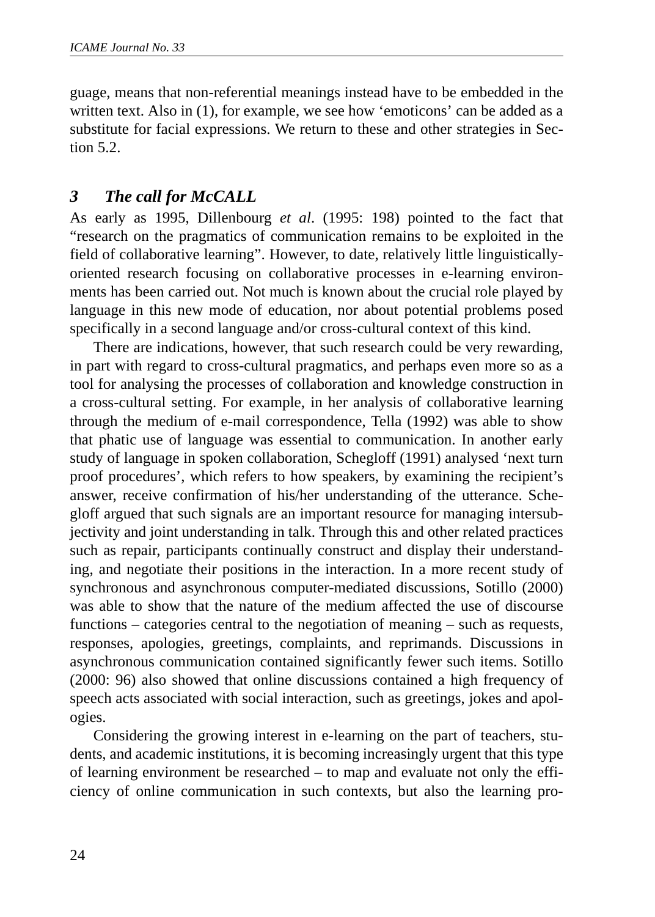guage, means that non-referential meanings instead have to be embedded in the written text. Also in (1), for example, we see how 'emoticons' can be added as a substitute for facial expressions. We return to these and other strategies in Section 5.2.

## *3 The call for McCALL*

As early as 1995, Dillenbourg *et al*. (1995: 198) pointed to the fact that "research on the pragmatics of communication remains to be exploited in the field of collaborative learning". However, to date, relatively little linguistically-oriented research focusing on collaborative processes in e-learning environments has been carried out. Not much is known about the crucial role played by language in this new mode of education, nor about potential problems posed specifically in a second language and/or cross-cultural context of this kind.

There are indications, however, that such research could be very rewarding, in part with regard to cross-cultural pragmatics, and perhaps even more so as a tool for analysing the processes of collaboration and knowledge construction in a cross-cultural setting. For example, in her analysis of collaborative learning through the medium of e-mail correspondence, Tella (1992) was able to show that phatic use of language was essential to communication. In another early study of language in spoken collaboration, Schegloff (1991) analysed 'next turn proof procedures', which refers to how speakers, by examining the recipient's answer, receive confirmation of his/her understanding of the utterance. Schegloff argued that such signals are an important resource for managing intersubjectivity and joint understanding in talk. Through this and other related practices such as repair, participants continually construct and display their understanding, and negotiate their positions in the interaction. In a more recent study of synchronous and asynchronous computer-mediated discussions, Sotillo (2000) was able to show that the nature of the medium affected the use of discourse functions – categories central to the negotiation of meaning – such as requests, responses, apologies, greetings, complaints, and reprimands. Discussions in asynchronous communication contained significantly fewer such items. Sotillo (2000: 96) also showed that online discussions contained a high frequency of speech acts associated with social interaction, such as greetings, jokes and apologies.

Considering the growing interest in e-learning on the part of teachers, students, and academic institutions, it is becoming increasingly urgent that this type of learning environment be researched – to map and evaluate not only the efficiency of online communication in such contexts, but also the learning pro-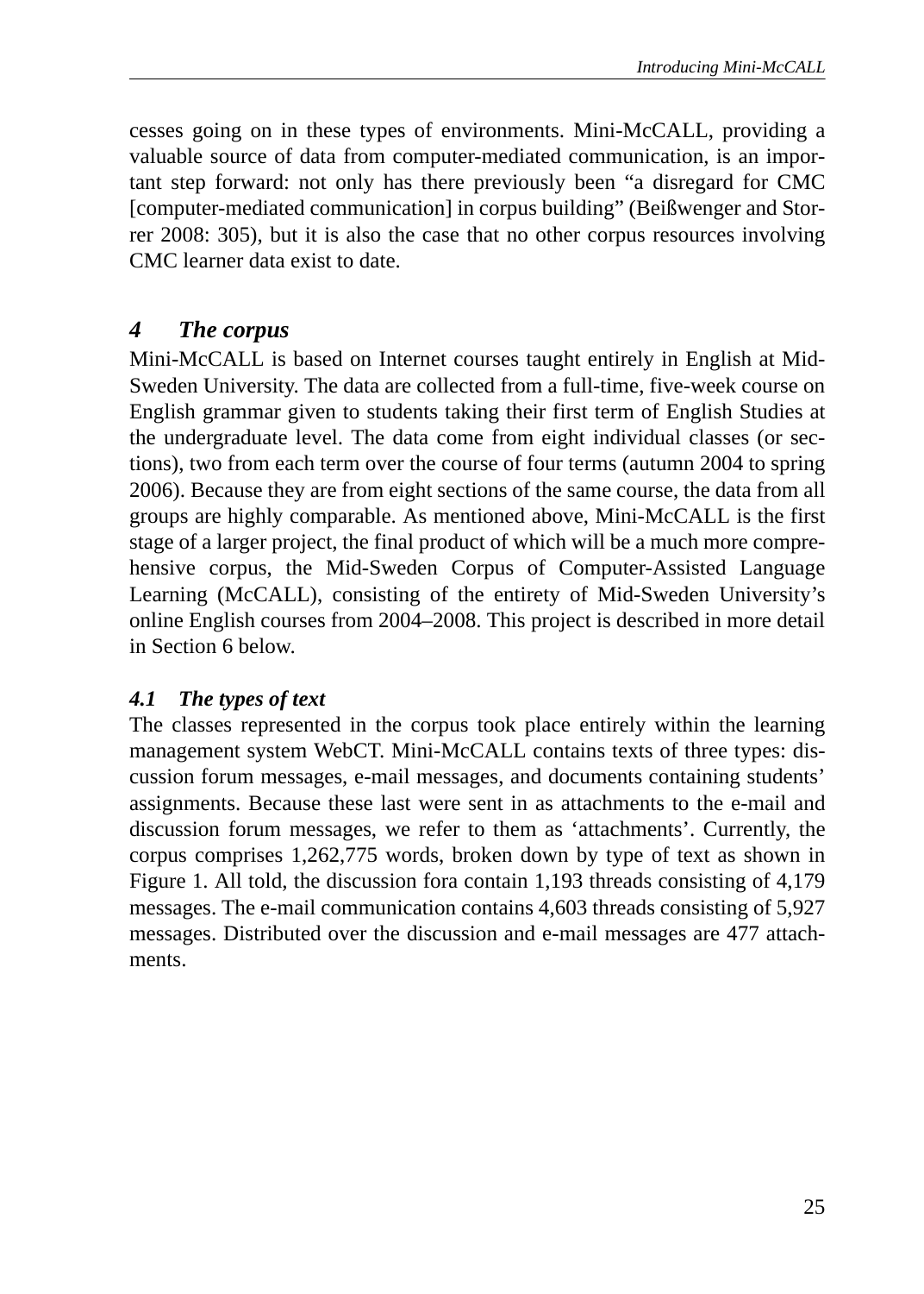cesses going on in these types of environments. Mini-McCALL, providing a valuable source of data from computer-mediated communication, is an important step forward: not only has there previously been "a disregard for CMC [computer-mediated communication] in corpus building" (Beißwenger and Storrer 2008: 305), but it is also the case that no other corpus resources involving CMC learner data exist to date.

## 4 The corpus

Mini-McCALL is based on Internet courses taught entirely in English at Mid-Sweden University. The data are collected from a full-time, five-week course on English grammar given to students taking their first term of English Studies at the undergraduate level. The data come from eight individual classes (or sections), two from each term over the course of four terms (autumn 2004 to spring 2006). Because they are from eight sections of the same course, the data from all groups are highly comparable. As mentioned above, Mini-McCALL is the first stage of a larger project, the final product of which will be a much more comprehensive corpus, the Mid-Sweden Corpus of Computer-Assisted Language Learning (McCALL), consisting of the entirety of Mid-Sweden University's online English courses from 2004–2008. This project is described in more detail in Section 6 below.

### 4.1 The types of text

The classes represented in the corpus took place entirely within the learning management system WebCT. Mini-McCALL contains texts of three types: discussion forum messages, e-mail messages, and documents containing students' assignments. Because these last were sent in as attachments to the e-mail and discussion forum messages, we refer to them as 'attachments'. Currently, the corpus comprises 1,262,775 words, broken down by type of text as shown in Figure 1. All told, the discussion fora contain 1,193 threads consisting of 4,179 messages. The e-mail communication contains 4,603 threads consisting of 5,927 messages. Distributed over the discussion and e-mail messages are 477 attachments.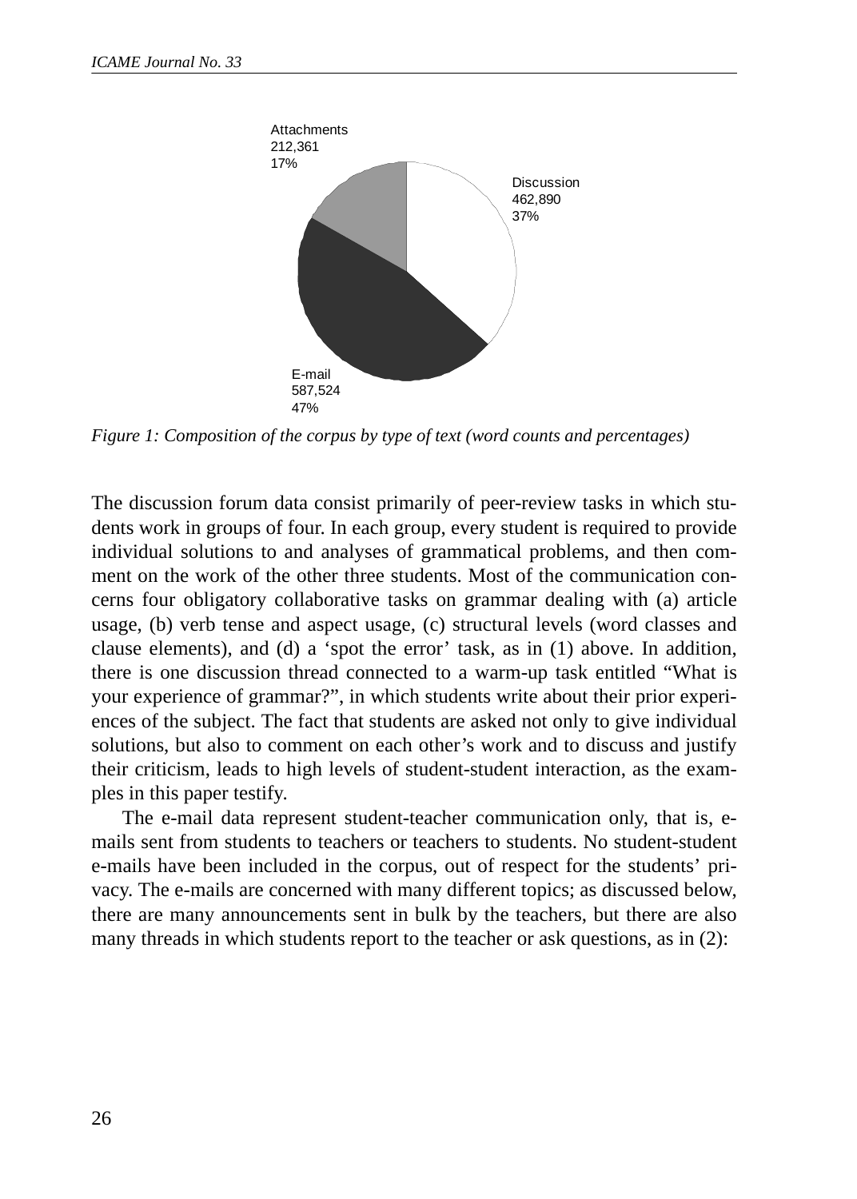Attachments
212,361
17%

Discussion
462,890
37%

E-mail
587,524
47%

*Figure 1: Composition of the corpus by type of text (word counts and percentages)*

The discussion forum data consist primarily of peer-review tasks in which students work in groups of four. In each group, every student is required to provide individual solutions to and analyses of grammatical problems, and then comment on the work of the other three students. Most of the communication concerns four obligatory collaborative tasks on grammar dealing with (a) article usage, (b) verb tense and aspect usage, (c) structural levels (word classes and clause elements), and (d) a 'spot the error' task, as in (1) above. In addition, there is one discussion thread connected to a warm-up task entitled "What is your experience of grammar?", in which students write about their prior experiences of the subject. The fact that students are asked not only to give individual solutions, but also to comment on each other's work and to discuss and justify their criticism, leads to high levels of student-student interaction, as the examples in this paper testify.

The e-mail data represent student-teacher communication only, that is, e-mails sent from students to teachers or teachers to students. No student-student e-mails have been included in the corpus, out of respect for the students' privacy. The e-mails are concerned with many different topics; as discussed below, there are many announcements sent in bulk by the teachers, but there are also many threads in which students report to the teacher or ask questions, as in (2):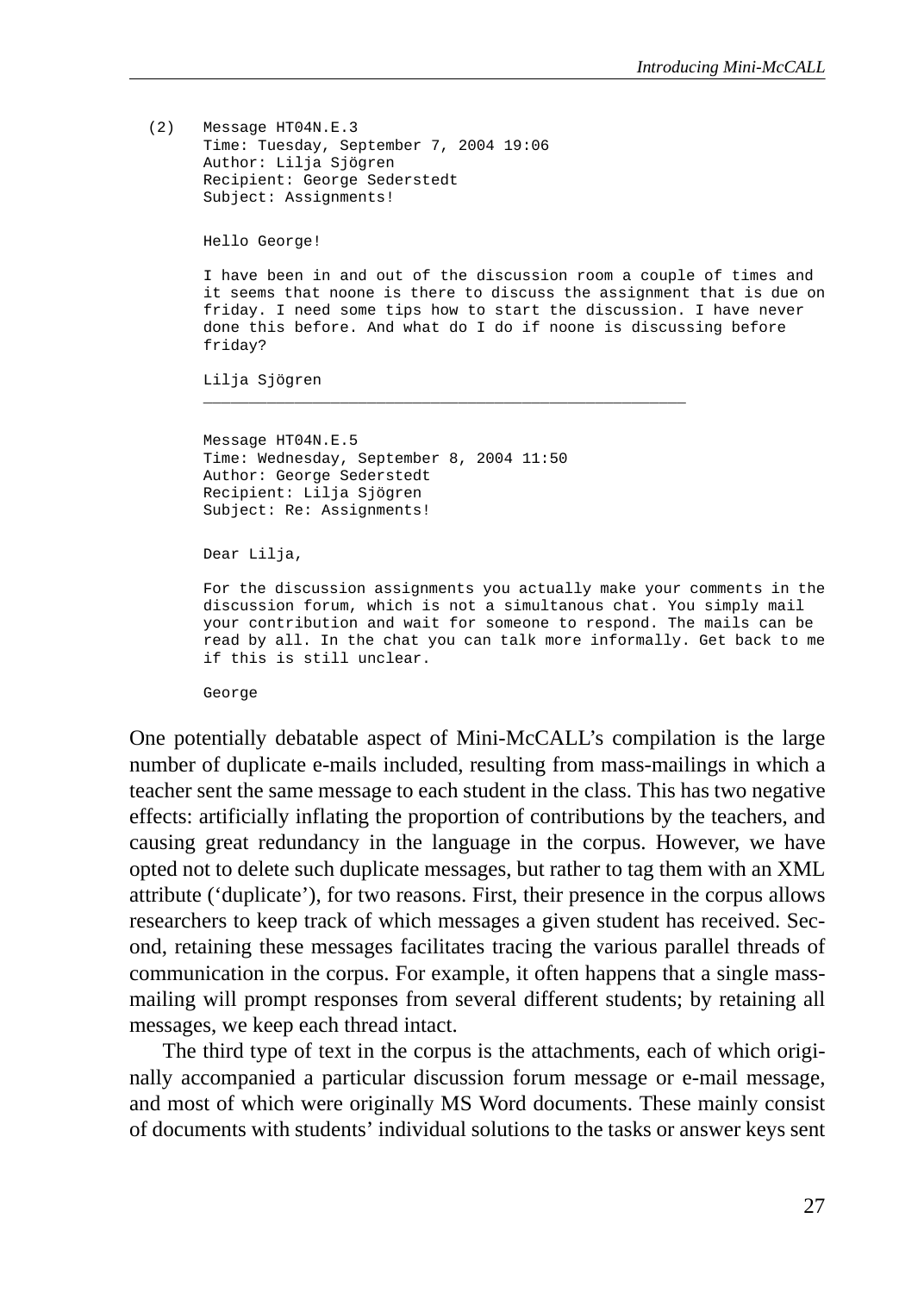```
(2)   Message HT04N.E.3
      Time: Tuesday, September 7, 2004 19:06
      Author: Lilja Sjögren
      Recipient: George Sederstedt
      Subject: Assignments!

      Hello George!

      I have been in and out of the discussion room a couple of times and
      it seems that noone is there to discuss the assignment that is due on
      friday. I need some tips how to start the discussion. I have never
      done this before. And what do I do if noone is discussing before
      friday?

      Lilja Sjögren
      ______________________________________________________

      Message HT04N.E.5
      Time: Wednesday, September 8, 2004 11:50
      Author: George Sederstedt
      Recipient: Lilja Sjögren
      Subject: Re: Assignments!

      Dear Lilja,

      For the discussion assignments you actually make your comments in the
      discussion forum, which is not a simultanous chat. You simply mail
      your contribution and wait for someone to respond. The mails can be
      read by all. In the chat you can talk more informally. Get back to me
      if this is still unclear.

      George
```

One potentially debatable aspect of Mini-McCALL's compilation is the large number of duplicate e-mails included, resulting from mass-mailings in which a teacher sent the same message to each student in the class. This has two negative effects: artificially inflating the proportion of contributions by the teachers, and causing great redundancy in the language in the corpus. However, we have opted not to delete such duplicate messages, but rather to tag them with an XML attribute ('duplicate'), for two reasons. First, their presence in the corpus allows researchers to keep track of which messages a given student has received. Second, retaining these messages facilitates tracing the various parallel threads of communication in the corpus. For example, it often happens that a single mass-mailing will prompt responses from several different students; by retaining all messages, we keep each thread intact.

The third type of text in the corpus is the attachments, each of which originally accompanied a particular discussion forum message or e-mail message, and most of which were originally MS Word documents. These mainly consist of documents with students' individual solutions to the tasks or answer keys sent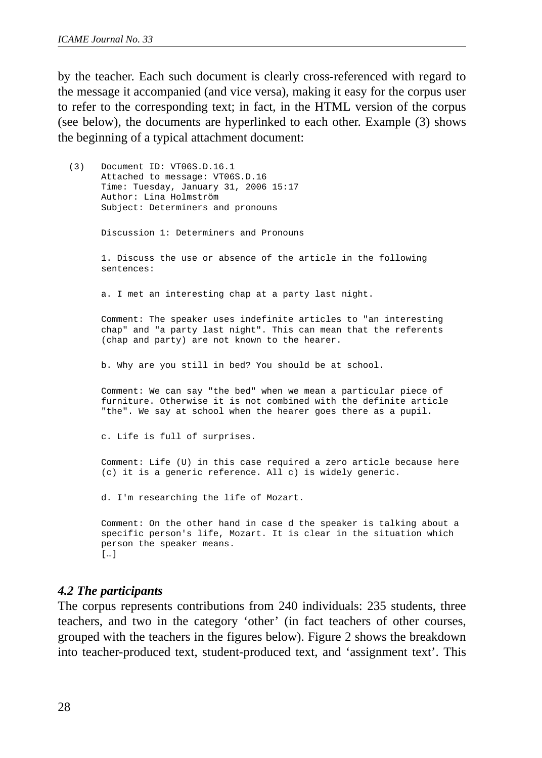by the teacher. Each such document is clearly cross-referenced with regard to the message it accompanied (and vice versa), making it easy for the corpus user to refer to the corresponding text; in fact, in the HTML version of the corpus (see below), the documents are hyperlinked to each other. Example (3) shows the beginning of a typical attachment document:

```
(3)   Document ID: VT06S.D.16.1
      Attached to message: VT06S.D.16
      Time: Tuesday, January 31, 2006 15:17
      Author: Lina Holmström
      Subject: Determiners and pronouns

      Discussion 1: Determiners and Pronouns

      1. Discuss the use or absence of the article in the following
      sentences:

      a. I met an interesting chap at a party last night.

      Comment: The speaker uses indefinite articles to "an interesting
      chap" and "a party last night". This can mean that the referents
      (chap and party) are not known to the hearer.

      b. Why are you still in bed? You should be at school.

      Comment: We can say "the bed" when we mean a particular piece of
      furniture. Otherwise it is not combined with the definite article
      "the". We say at school when the hearer goes there as a pupil.

      c. Life is full of surprises.

      Comment: Life (U) in this case required a zero article because here
      (c) it is a generic reference. All c) is widely generic.

      d. I'm researching the life of Mozart.

      Comment: On the other hand in case d the speaker is talking about a
      specific person's life, Mozart. It is clear in the situation which
      person the speaker means.
      […]
```

### *4.2 The participants*

The corpus represents contributions from 240 individuals: 235 students, three teachers, and two in the category 'other' (in fact teachers of other courses, grouped with the teachers in the figures below). Figure 2 shows the breakdown into teacher-produced text, student-produced text, and 'assignment text'. This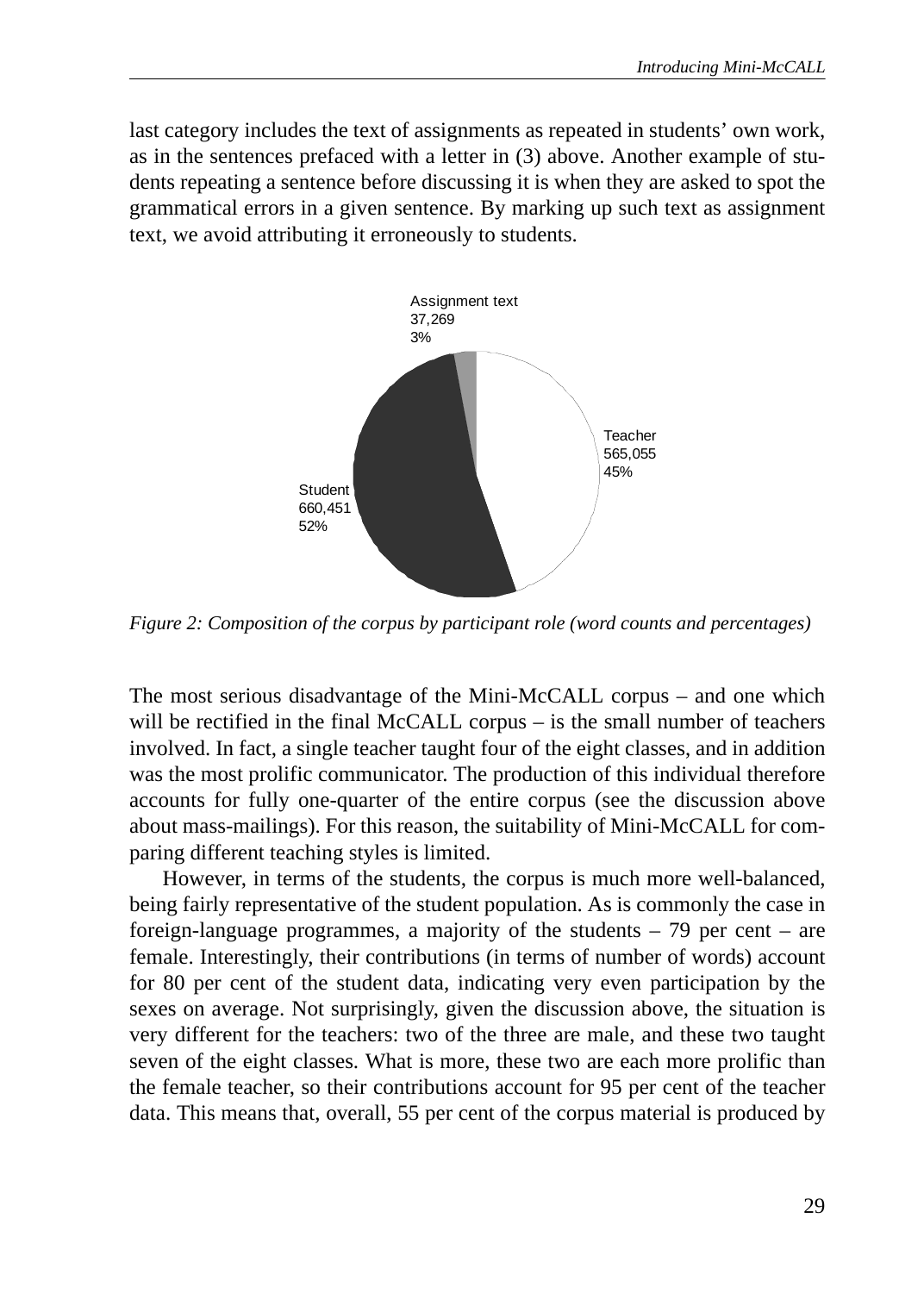last category includes the text of assignments as repeated in students' own work, as in the sentences prefaced with a letter in (3) above. Another example of students repeating a sentence before discussing it is when they are asked to spot the grammatical errors in a given sentence. By marking up such text as assignment text, we avoid attributing it erroneously to students.

Assignment text
37,269
3%

Teacher
565,055
45%

Student
660,451
52%

*Figure 2: Composition of the corpus by participant role (word counts and percentages)*

The most serious disadvantage of the Mini-McCALL corpus – and one which will be rectified in the final McCALL corpus – is the small number of teachers involved. In fact, a single teacher taught four of the eight classes, and in addition was the most prolific communicator. The production of this individual therefore accounts for fully one-quarter of the entire corpus (see the discussion above about mass-mailings). For this reason, the suitability of Mini-McCALL for comparing different teaching styles is limited.

However, in terms of the students, the corpus is much more well-balanced, being fairly representative of the student population. As is commonly the case in foreign-language programmes, a majority of the students – 79 per cent – are female. Interestingly, their contributions (in terms of number of words) account for 80 per cent of the student data, indicating very even participation by the sexes on average. Not surprisingly, given the discussion above, the situation is very different for the teachers: two of the three are male, and these two taught seven of the eight classes. What is more, these two are each more prolific than the female teacher, so their contributions account for 95 per cent of the teacher data. This means that, overall, 55 per cent of the corpus material is produced by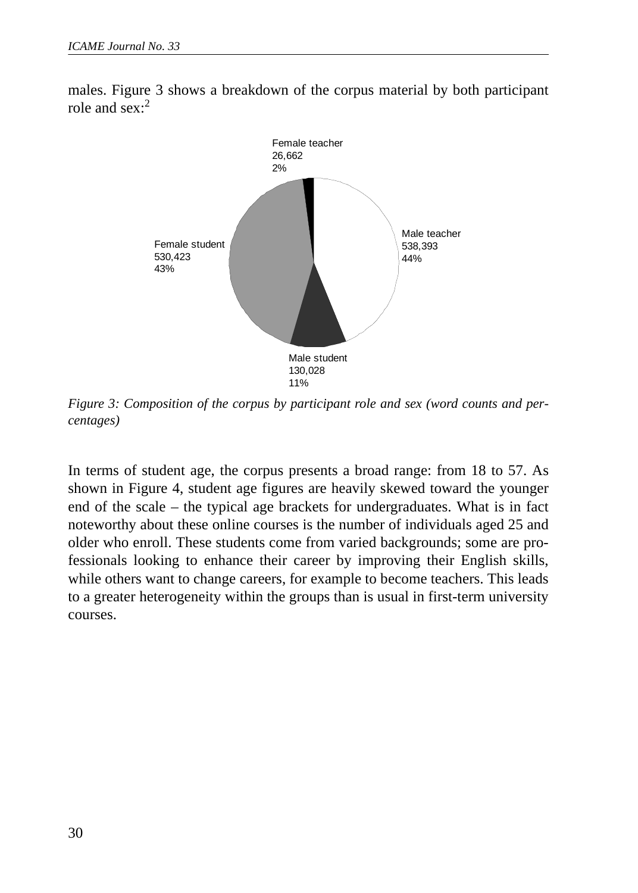males. Figure 3 shows a breakdown of the corpus material by both participant role and sex:[2]

Female teacher
26,662
2%

Male teacher
538,393
44%

Female student
530,423
43%

Male student
130,028
11%

*Figure 3: Composition of the corpus by participant role and sex (word counts and percentages)*

In terms of student age, the corpus presents a broad range: from 18 to 57. As shown in Figure 4, student age figures are heavily skewed toward the younger end of the scale – the typical age brackets for undergraduates. What is in fact noteworthy about these online courses is the number of individuals aged 25 and older who enroll. These students come from varied backgrounds; some are professionals looking to enhance their career by improving their English skills, while others want to change careers, for example to become teachers. This leads to a greater heterogeneity within the groups than is usual in first-term university courses.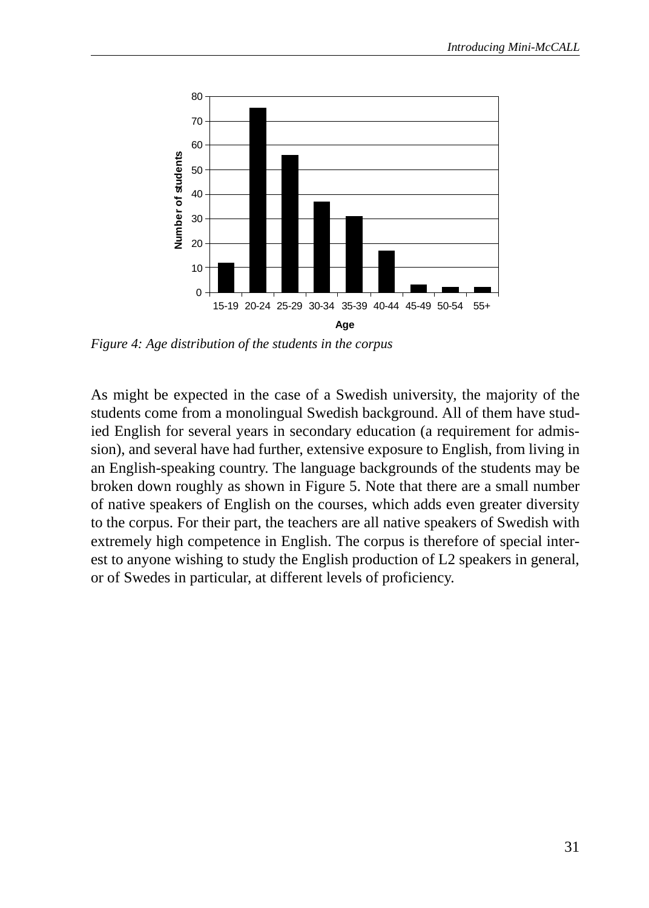*Figure 4: Age distribution of the students in the corpus*

As might be expected in the case of a Swedish university, the majority of the students come from a monolingual Swedish background. All of them have studied English for several years in secondary education (a requirement for admission), and several have had further, extensive exposure to English, from living in an English-speaking country. The language backgrounds of the students may be broken down roughly as shown in Figure 5. Note that there are a small number of native speakers of English on the courses, which adds even greater diversity to the corpus. For their part, the teachers are all native speakers of Swedish with extremely high competence in English. The corpus is therefore of special interest to anyone wishing to study the English production of L2 speakers in general, or of Swedes in particular, at different levels of proficiency.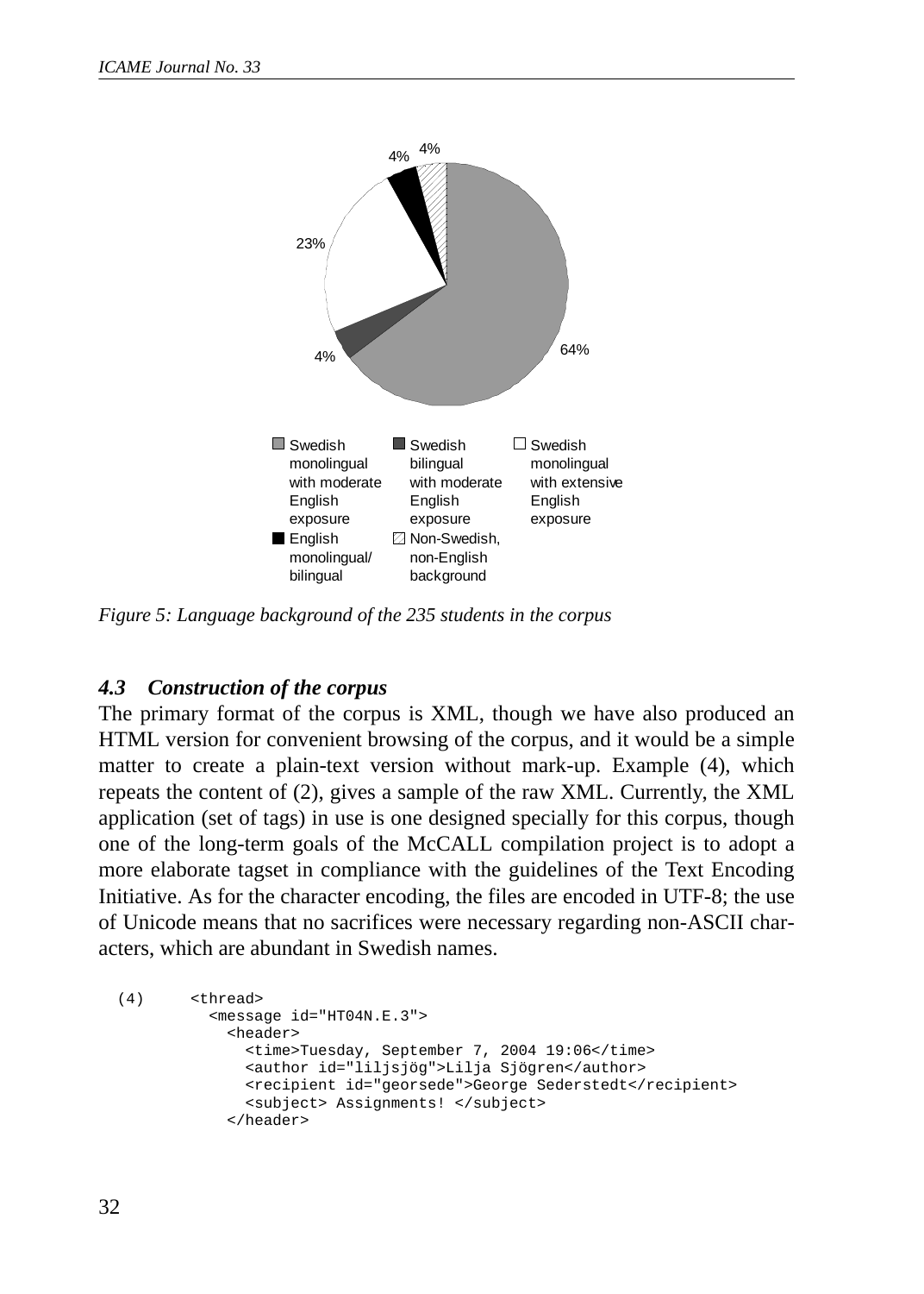Figure 5: Language background of the 235 students in the corpus

### 4.3 Construction of the corpus

The primary format of the corpus is XML, though we have also produced an HTML version for convenient browsing of the corpus, and it would be a simple matter to create a plain-text version without mark-up. Example (4), which repeats the content of (2), gives a sample of the raw XML. Currently, the XML application (set of tags) in use is one designed specially for this corpus, though one of the long-term goals of the McCALL compilation project is to adopt a more elaborate tagset in compliance with the guidelines of the Text Encoding Initiative. As for the character encoding, the files are encoded in UTF-8; the use of Unicode means that no sacrifices were necessary regarding non-ASCII characters, which are abundant in Swedish names.

```
(4)     <thread>
          <message id="HT04N.E.3">
            <header>
              <time>Tuesday, September 7, 2004 19:06</time>
              <author id="liljsjög">Lilja Sjögren</author>
              <recipient id="georsede">George Sederstedt</recipient>
              <subject> Assignments! </subject>
            </header>
```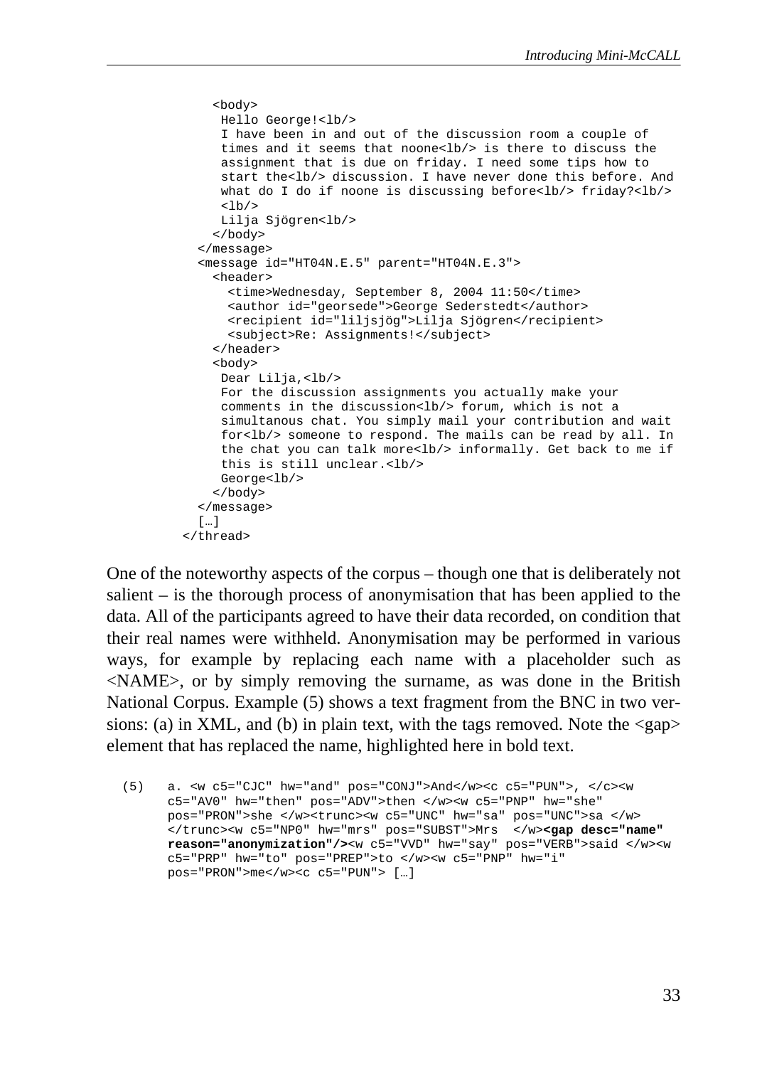```
    <body>
     Hello George!<lb/>
     I have been in and out of the discussion room a couple of
     times and it seems that noone<lb/> is there to discuss the
     assignment that is due on friday. I need some tips how to
     start the<lb/> discussion. I have never done this before. And
     what do I do if noone is discussing before<lb/> friday?<lb/>
     <lb/>
     Lilja Sjögren<lb/>
    </body>
  </message>
  <message id="HT04N.E.5" parent="HT04N.E.3">
    <header>
      <time>Wednesday, September 8, 2004 11:50</time>
      <author id="georsede">George Sederstedt</author>
      <recipient id="liljsjög">Lilja Sjögren</recipient>
      <subject>Re: Assignments!</subject>
    </header>
    <body>
     Dear Lilja,<lb/>
     For the discussion assignments you actually make your
     comments in the discussion<lb/> forum, which is not a
     simultanous chat. You simply mail your contribution and wait
     for<lb/> someone to respond. The mails can be read by all. In
     the chat you can talk more<lb/> informally. Get back to me if
     this is still unclear.<lb/>
     George<lb/>
    </body>
  </message>
  […]
</thread>
```

One of the noteworthy aspects of the corpus – though one that is deliberately not salient – is the thorough process of anonymisation that has been applied to the data. All of the participants agreed to have their data recorded, on condition that their real names were withheld. Anonymisation may be performed in various ways, for example by replacing each name with a placeholder such as <NAME>, or by simply removing the surname, as was done in the British National Corpus. Example (5) shows a text fragment from the BNC in two versions: (a) in XML, and (b) in plain text, with the tags removed. Note the <gap> element that has replaced the name, highlighted here in bold text.

```
(5)   a. <w c5="CJC" hw="and" pos="CONJ">And</w><c c5="PUN">, </c><w
      c5="AV0" hw="then" pos="ADV">then </w><w c5="PNP" hw="she"
      pos="PRON">she </w><trunc><w c5="UNC" hw="sa" pos="UNC">sa </w>
      </trunc><w c5="NP0" hw="mrs" pos="SUBST">Mrs  </w><gap desc="name"
      reason="anonymization"/><w c5="VVD" hw="say" pos="VERB">said </w><w
      c5="PRP" hw="to" pos="PREP">to </w><w c5="PNP" hw="i"
      pos="PRON">me</w><c c5="PUN"> […]
```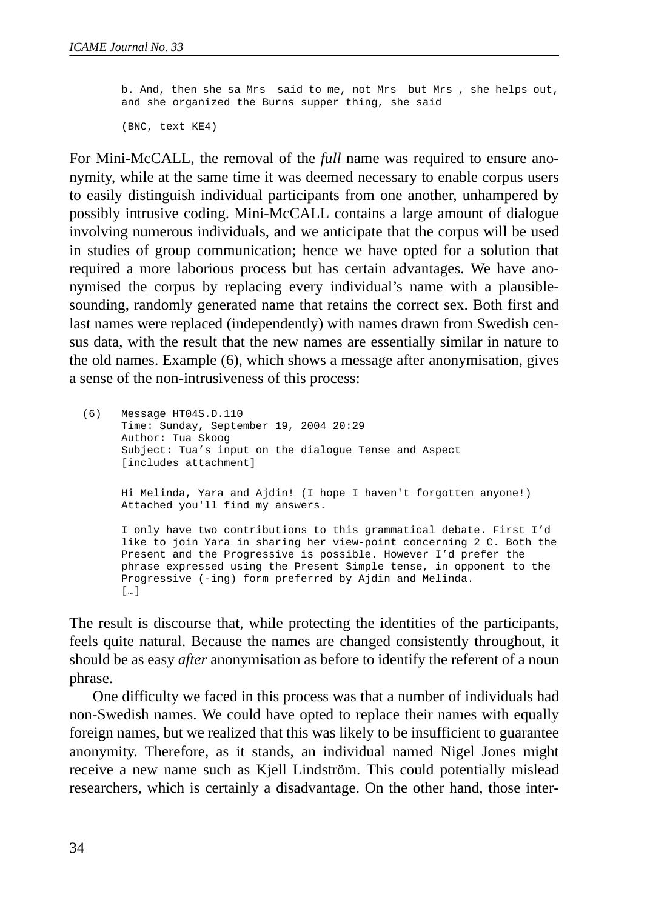```
b. And, then she sa Mrs  said to me, not Mrs  but Mrs , she helps out,
and she organized the Burns supper thing, she said

(BNC, text KE4)
```

For Mini-McCALL, the removal of the *full* name was required to ensure anonymity, while at the same time it was deemed necessary to enable corpus users to easily distinguish individual participants from one another, unhampered by possibly intrusive coding. Mini-McCALL contains a large amount of dialogue involving numerous individuals, and we anticipate that the corpus will be used in studies of group communication; hence we have opted for a solution that required a more laborious process but has certain advantages. We have anonymised the corpus by replacing every individual's name with a plausible-sounding, randomly generated name that retains the correct sex. Both first and last names were replaced (independently) with names drawn from Swedish census data, with the result that the new names are essentially similar in nature to the old names. Example (6), which shows a message after anonymisation, gives a sense of the non-intrusiveness of this process:

```
(6)   Message HT04S.D.110
      Time: Sunday, September 19, 2004 20:29
      Author: Tua Skoog
      Subject: Tua's input on the dialogue Tense and Aspect
      [includes attachment]

      Hi Melinda, Yara and Ajdin! (I hope I haven't forgotten anyone!)
      Attached you'll find my answers.

      I only have two contributions to this grammatical debate. First I'd
      like to join Yara in sharing her view-point concerning 2 C. Both the
      Present and the Progressive is possible. However I'd prefer the
      phrase expressed using the Present Simple tense, in opponent to the
      Progressive (-ing) form preferred by Ajdin and Melinda.
      […]
```

The result is discourse that, while protecting the identities of the participants, feels quite natural. Because the names are changed consistently throughout, it should be as easy *after* anonymisation as before to identify the referent of a noun phrase.

One difficulty we faced in this process was that a number of individuals had non-Swedish names. We could have opted to replace their names with equally foreign names, but we realized that this was likely to be insufficient to guarantee anonymity. Therefore, as it stands, an individual named Nigel Jones might receive a new name such as Kjell Lindström. This could potentially mislead researchers, which is certainly a disadvantage. On the other hand, those inter-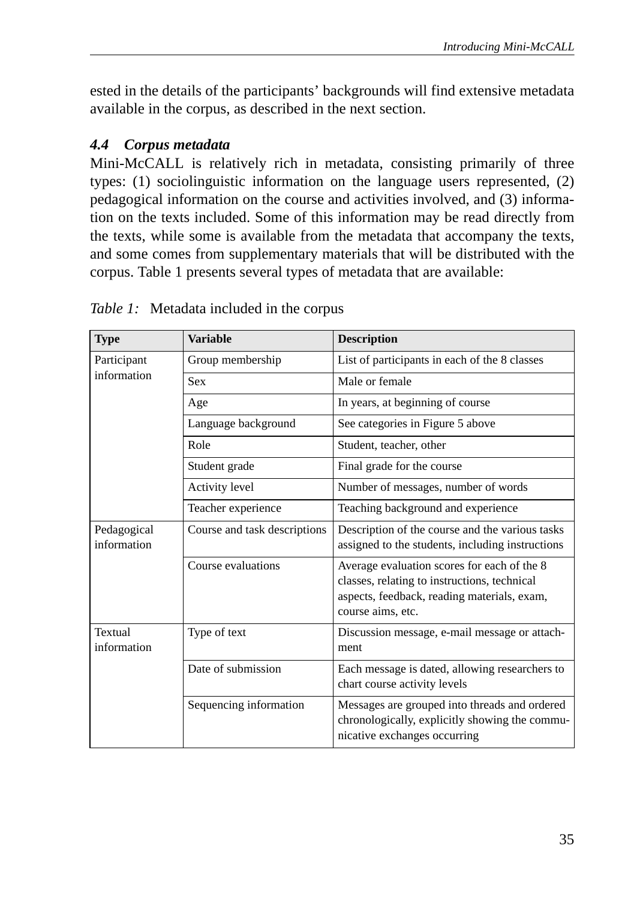ested in the details of the participants' backgrounds will find extensive metadata available in the corpus, as described in the next section.

### *4.4 Corpus metadata*

Mini-McCALL is relatively rich in metadata, consisting primarily of three types: (1) sociolinguistic information on the language users represented, (2) pedagogical information on the course and activities involved, and (3) information on the texts included. Some of this information may be read directly from the texts, while some is available from the metadata that accompany the texts, and some comes from supplementary materials that will be distributed with the corpus. Table 1 presents several types of metadata that are available:

*Table 1:* Metadata included in the corpus

| Type | Variable | Description |
|---|---|---|
| Participant information | Group membership | List of participants in each of the 8 classes |
| | Sex | Male or female |
| | Age | In years, at beginning of course |
| | Language background | See categories in Figure 5 above |
| | Role | Student, teacher, other |
| | Student grade | Final grade for the course |
| | Activity level | Number of messages, number of words |
| | Teacher experience | Teaching background and experience |
| Pedagogical information | Course and task descriptions | Description of the course and the various tasks assigned to the students, including instructions |
| | Course evaluations | Average evaluation scores for each of the 8 classes, relating to instructions, technical aspects, feedback, reading materials, exam, course aims, etc. |
| Textual information | Type of text | Discussion message, e-mail message or attachment |
| | Date of submission | Each message is dated, allowing researchers to chart course activity levels |
| | Sequencing information | Messages are grouped into threads and ordered chronologically, explicitly showing the communicative exchanges occurring |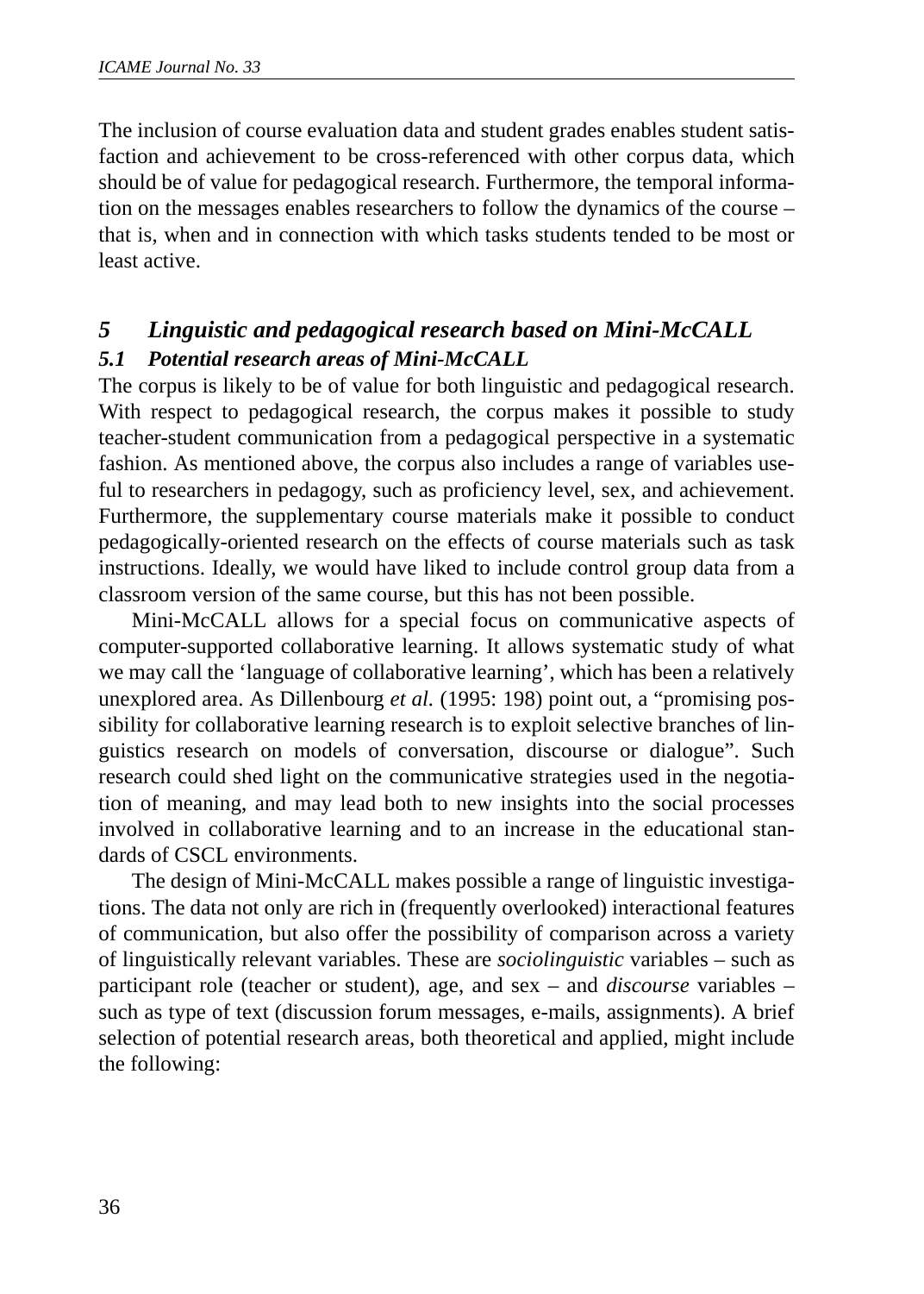The inclusion of course evaluation data and student grades enables student satisfaction and achievement to be cross-referenced with other corpus data, which should be of value for pedagogical research. Furthermore, the temporal information on the messages enables researchers to follow the dynamics of the course – that is, when and in connection with which tasks students tended to be most or least active.

## *5 Linguistic and pedagogical research based on Mini-McCALL*

### *5.1 Potential research areas of Mini-McCALL*

The corpus is likely to be of value for both linguistic and pedagogical research. With respect to pedagogical research, the corpus makes it possible to study teacher-student communication from a pedagogical perspective in a systematic fashion. As mentioned above, the corpus also includes a range of variables useful to researchers in pedagogy, such as proficiency level, sex, and achievement. Furthermore, the supplementary course materials make it possible to conduct pedagogically-oriented research on the effects of course materials such as task instructions. Ideally, we would have liked to include control group data from a classroom version of the same course, but this has not been possible.

Mini-McCALL allows for a special focus on communicative aspects of computer-supported collaborative learning. It allows systematic study of what we may call the 'language of collaborative learning', which has been a relatively unexplored area. As Dillenbourg *et al.* (1995: 198) point out, a "promising possibility for collaborative learning research is to exploit selective branches of linguistics research on models of conversation, discourse or dialogue". Such research could shed light on the communicative strategies used in the negotiation of meaning, and may lead both to new insights into the social processes involved in collaborative learning and to an increase in the educational standards of CSCL environments.

The design of Mini-McCALL makes possible a range of linguistic investigations. The data not only are rich in (frequently overlooked) interactional features of communication, but also offer the possibility of comparison across a variety of linguistically relevant variables. These are *sociolinguistic* variables – such as participant role (teacher or student), age, and sex – and *discourse* variables – such as type of text (discussion forum messages, e-mails, assignments). A brief selection of potential research areas, both theoretical and applied, might include the following: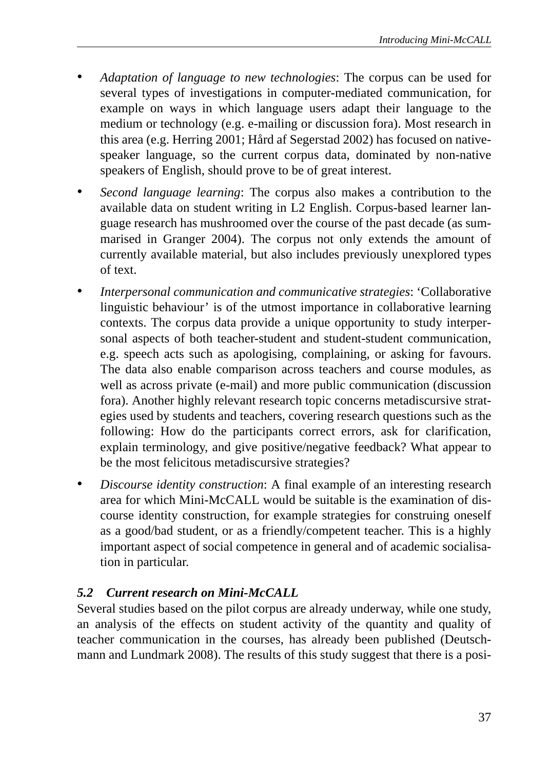- *Adaptation of language to new technologies*: The corpus can be used for several types of investigations in computer-mediated communication, for example on ways in which language users adapt their language to the medium or technology (e.g. e-mailing or discussion fora). Most research in this area (e.g. Herring 2001; Hård af Segerstad 2002) has focused on native-speaker language, so the current corpus data, dominated by non-native speakers of English, should prove to be of great interest.
- *Second language learning*: The corpus also makes a contribution to the available data on student writing in L2 English. Corpus-based learner language research has mushroomed over the course of the past decade (as summarised in Granger 2004). The corpus not only extends the amount of currently available material, but also includes previously unexplored types of text.
- *Interpersonal communication and communicative strategies*: 'Collaborative linguistic behaviour' is of the utmost importance in collaborative learning contexts. The corpus data provide a unique opportunity to study interpersonal aspects of both teacher-student and student-student communication, e.g. speech acts such as apologising, complaining, or asking for favours. The data also enable comparison across teachers and course modules, as well as across private (e-mail) and more public communication (discussion fora). Another highly relevant research topic concerns metadiscursive strategies used by students and teachers, covering research questions such as the following: How do the participants correct errors, ask for clarification, explain terminology, and give positive/negative feedback? What appear to be the most felicitous metadiscursive strategies?
- *Discourse identity construction*: A final example of an interesting research area for which Mini-McCALL would be suitable is the examination of discourse identity construction, for example strategies for construing oneself as a good/bad student, or as a friendly/competent teacher. This is a highly important aspect of social competence in general and of academic socialisation in particular.

### *5.2 Current research on Mini-McCALL*

Several studies based on the pilot corpus are already underway, while one study, an analysis of the effects on student activity of the quantity and quality of teacher communication in the courses, has already been published (Deutschmann and Lundmark 2008). The results of this study suggest that there is a posi-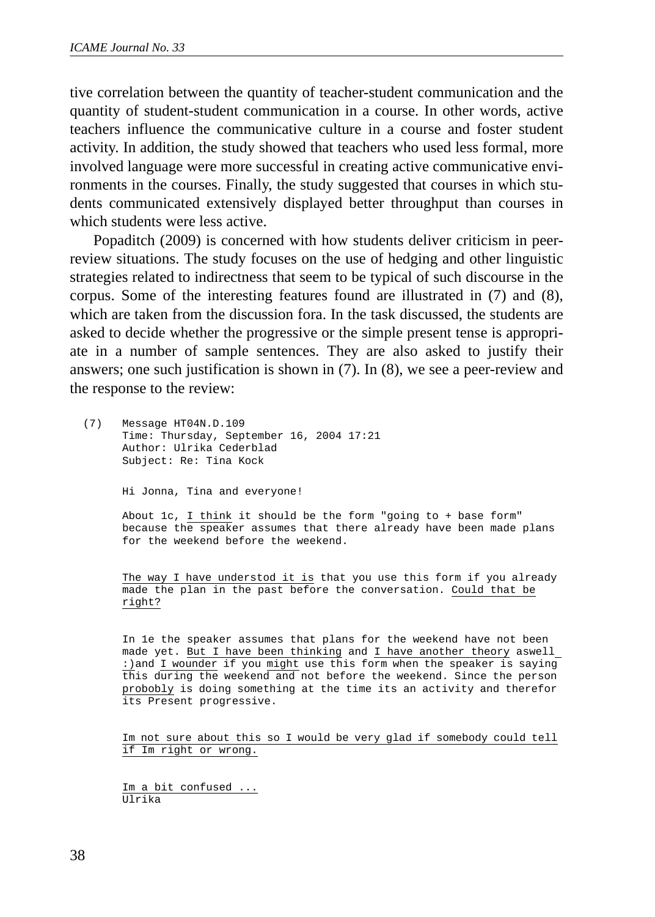tive correlation between the quantity of teacher-student communication and the quantity of student-student communication in a course. In other words, active teachers influence the communicative culture in a course and foster student activity. In addition, the study showed that teachers who used less formal, more involved language were more successful in creating active communicative environments in the courses. Finally, the study suggested that courses in which students communicated extensively displayed better throughput than courses in which students were less active.

Popaditch (2009) is concerned with how students deliver criticism in peer-review situations. The study focuses on the use of hedging and other linguistic strategies related to indirectness that seem to be typical of such discourse in the corpus. Some of the interesting features found are illustrated in (7) and (8), which are taken from the discussion fora. In the task discussed, the students are asked to decide whether the progressive or the simple present tense is appropriate in a number of sample sentences. They are also asked to justify their answers; one such justification is shown in (7). In (8), we see a peer-review and the response to the review:

```
(7)   Message HT04N.D.109
      Time: Thursday, September 16, 2004 17:21
      Author: Ulrika Cederblad
      Subject: Re: Tina Kock

      Hi Jonna, Tina and everyone!

      About 1c, I think it should be the form "going to + base form"
      because the speaker assumes that there already have been made plans
      for the weekend before the weekend.

      The way I have understod it is that you use this form if you already
      made the plan in the past before the conversation. Could that be
      right?

      In 1e the speaker assumes that plans for the weekend have not been
      made yet. But I have been thinking and I have another theory aswell
      :)and I wounder if you might use this form when the speaker is saying
      this during the weekend and not before the weekend. Since the person
      probobly is doing something at the time its an activity and therefor
      its Present progressive.

      Im not sure about this so I would be very glad if somebody could tell
      if Im right or wrong.

      Im a bit confused ...
      Ulrika
```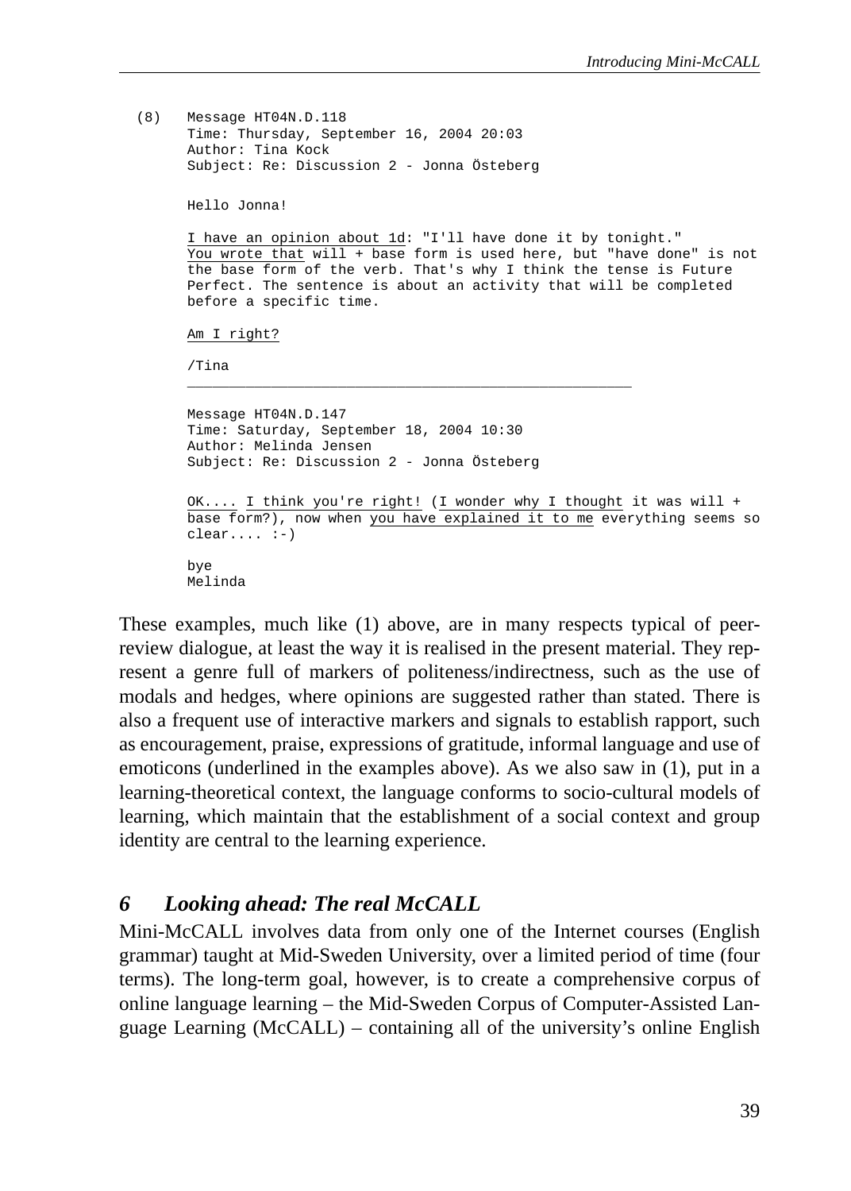(8)

```
Message HT04N.D.118
Time: Thursday, September 16, 2004 20:03
Author: Tina Kock
Subject: Re: Discussion 2 - Jonna Österberg

Hello Jonna!

I have an opinion about 1d: "I'll have done it by tonight."
You wrote that will + base form is used here, but "have done" is not
the base form of the verb. That's why I think the tense is Future
Perfect. The sentence is about an activity that will be completed
before a specific time.

Am I right?

/Tina
_____________________________________________________

Message HT04N.D.147
Time: Saturday, September 18, 2004 10:30
Author: Melinda Jensen
Subject: Re: Discussion 2 - Jonna Österberg

OK.... I think you're right! (I wonder why I thought it was will +
base form?), now when you have explained it to me everything seems so
clear.... :-)

bye
Melinda
```

These examples, much like (1) above, are in many respects typical of peer-review dialogue, at least the way it is realised in the present material. They represent a genre full of markers of politeness/indirectness, such as the use of modals and hedges, where opinions are suggested rather than stated. There is also a frequent use of interactive markers and signals to establish rapport, such as encouragement, praise, expressions of gratitude, informal language and use of emoticons (underlined in the examples above). As we also saw in (1), put in a learning-theoretical context, the language conforms to socio-cultural models of learning, which maintain that the establishment of a social context and group identity are central to the learning experience.

## *6 Looking ahead: The real McCALL*

Mini-McCALL involves data from only one of the Internet courses (English grammar) taught at Mid-Sweden University, over a limited period of time (four terms). The long-term goal, however, is to create a comprehensive corpus of online language learning – the Mid-Sweden Corpus of Computer-Assisted Language Learning (McCALL) – containing all of the university's online English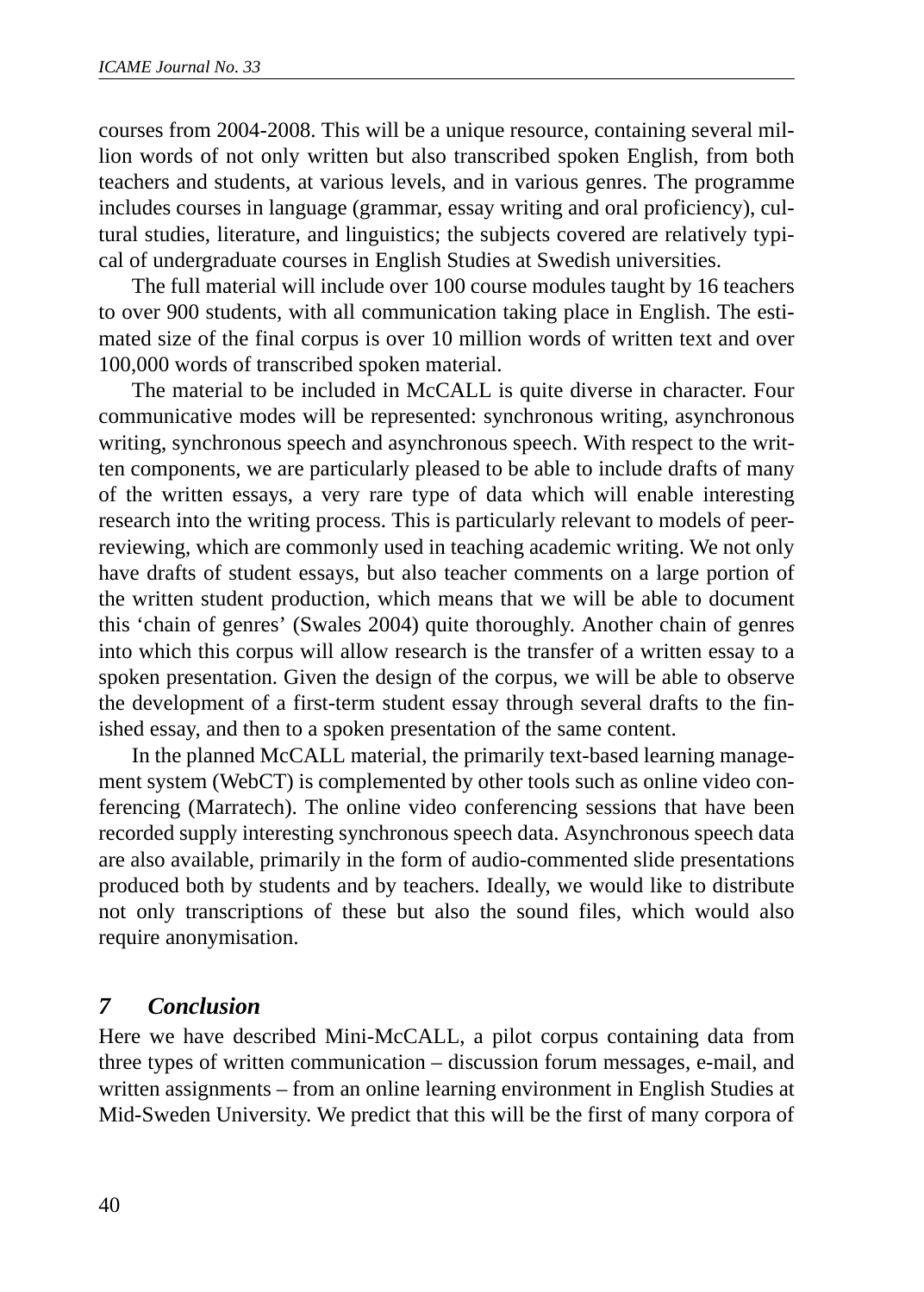courses from 2004-2008. This will be a unique resource, containing several million words of not only written but also transcribed spoken English, from both teachers and students, at various levels, and in various genres. The programme includes courses in language (grammar, essay writing and oral proficiency), cultural studies, literature, and linguistics; the subjects covered are relatively typical of undergraduate courses in English Studies at Swedish universities.

The full material will include over 100 course modules taught by 16 teachers to over 900 students, with all communication taking place in English. The estimated size of the final corpus is over 10 million words of written text and over 100,000 words of transcribed spoken material.

The material to be included in McCALL is quite diverse in character. Four communicative modes will be represented: synchronous writing, asynchronous writing, synchronous speech and asynchronous speech. With respect to the written components, we are particularly pleased to be able to include drafts of many of the written essays, a very rare type of data which will enable interesting research into the writing process. This is particularly relevant to models of peer-reviewing, which are commonly used in teaching academic writing. We not only have drafts of student essays, but also teacher comments on a large portion of the written student production, which means that we will be able to document this 'chain of genres' (Swales 2004) quite thoroughly. Another chain of genres into which this corpus will allow research is the transfer of a written essay to a spoken presentation. Given the design of the corpus, we will be able to observe the development of a first-term student essay through several drafts to the finished essay, and then to a spoken presentation of the same content.

In the planned McCALL material, the primarily text-based learning management system (WebCT) is complemented by other tools such as online video conferencing (Marratech). The online video conferencing sessions that have been recorded supply interesting synchronous speech data. Asynchronous speech data are also available, primarily in the form of audio-commented slide presentations produced both by students and by teachers. Ideally, we would like to distribute not only transcriptions of these but also the sound files, which would also require anonymisation.

## *7 Conclusion*

Here we have described Mini-McCALL, a pilot corpus containing data from three types of written communication – discussion forum messages, e-mail, and written assignments – from an online learning environment in English Studies at Mid-Sweden University. We predict that this will be the first of many corpora of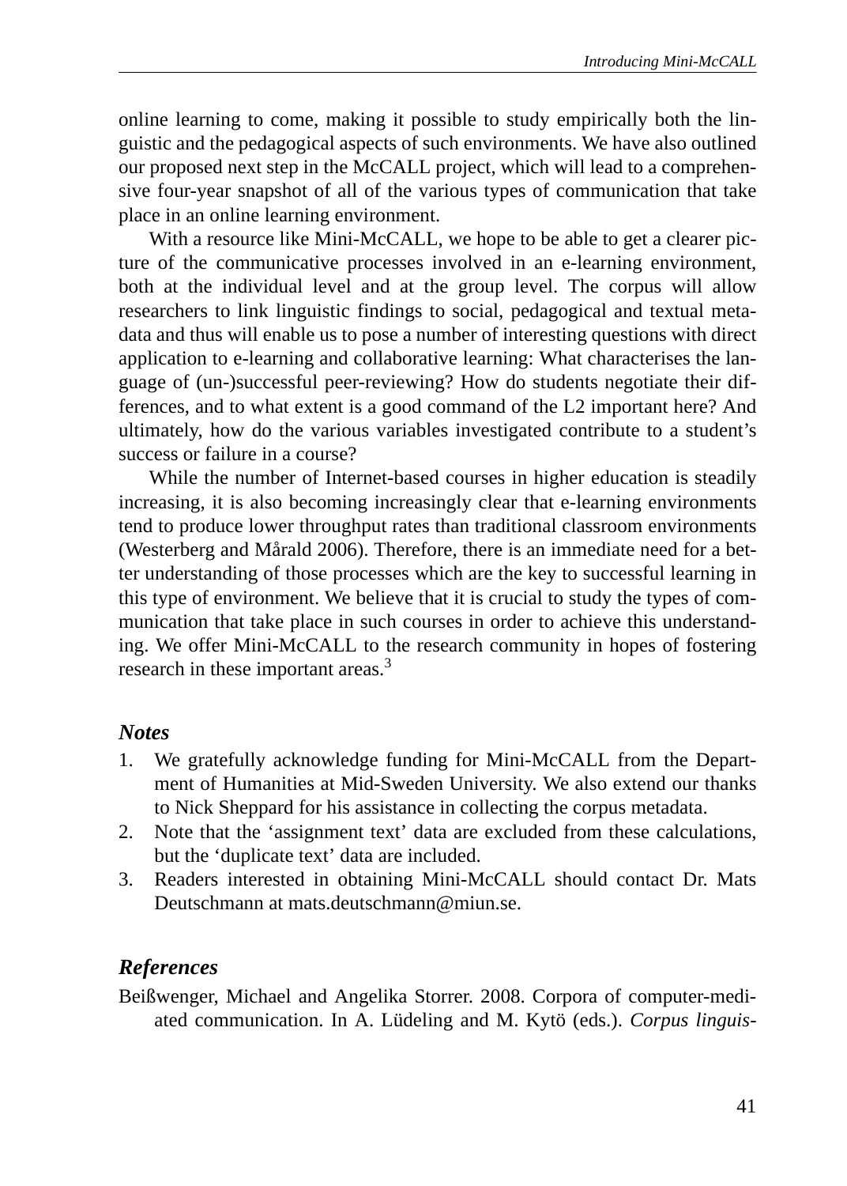online learning to come, making it possible to study empirically both the linguistic and the pedagogical aspects of such environments. We have also outlined our proposed next step in the McCALL project, which will lead to a comprehensive four-year snapshot of all of the various types of communication that take place in an online learning environment.

With a resource like Mini-McCALL, we hope to be able to get a clearer picture of the communicative processes involved in an e-learning environment, both at the individual level and at the group level. The corpus will allow researchers to link linguistic findings to social, pedagogical and textual metadata and thus will enable us to pose a number of interesting questions with direct application to e-learning and collaborative learning: What characterises the language of (un-)successful peer-reviewing? How do students negotiate their differences, and to what extent is a good command of the L2 important here? And ultimately, how do the various variables investigated contribute to a student's success or failure in a course?

While the number of Internet-based courses in higher education is steadily increasing, it is also becoming increasingly clear that e-learning environments tend to produce lower throughput rates than traditional classroom environments (Westerberg and Mårald 2006). Therefore, there is an immediate need for a better understanding of those processes which are the key to successful learning in this type of environment. We believe that it is crucial to study the types of communication that take place in such courses in order to achieve this understanding. We offer Mini-McCALL to the research community in hopes of fostering research in these important areas.[3]

### *Notes*

1. We gratefully acknowledge funding for Mini-McCALL from the Department of Humanities at Mid-Sweden University. We also extend our thanks to Nick Sheppard for his assistance in collecting the corpus metadata.
2. Note that the 'assignment text' data are excluded from these calculations, but the 'duplicate text' data are included.
3. Readers interested in obtaining Mini-McCALL should contact Dr. Mats Deutschmann at mats.deutschmann@miun.se.

### *References*

Beißwenger, Michael and Angelika Storrer. 2008. Corpora of computer-mediated communication. In A. Lüdeling and M. Kytö (eds.). *Corpus linguis-*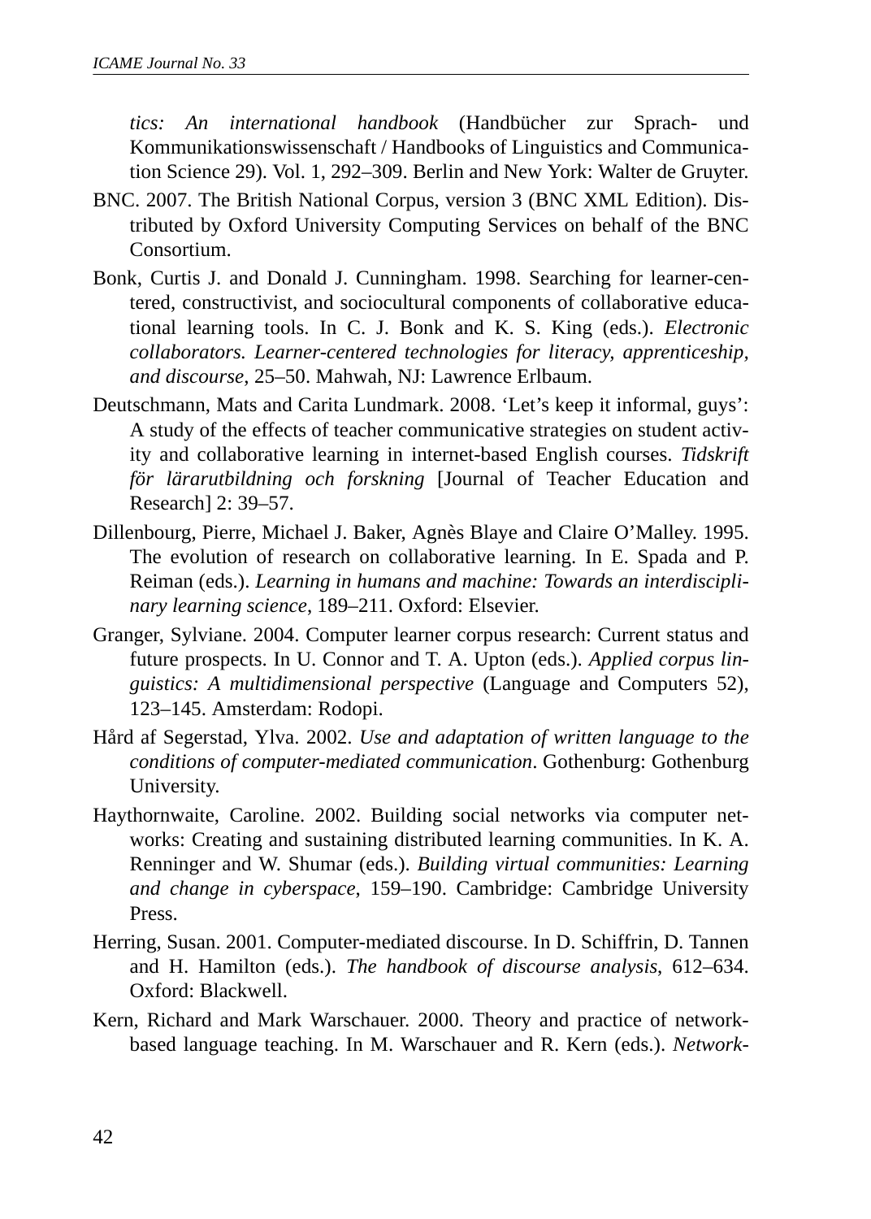*tics: An international handbook* (Handbücher zur Sprach- und Kommunikationswissenschaft / Handbooks of Linguistics and Communication Science 29). Vol. 1, 292–309. Berlin and New York: Walter de Gruyter.

BNC. 2007. The British National Corpus, version 3 (BNC XML Edition). Distributed by Oxford University Computing Services on behalf of the BNC Consortium.

Bonk, Curtis J. and Donald J. Cunningham. 1998. Searching for learner-centered, constructivist, and sociocultural components of collaborative educational learning tools. In C. J. Bonk and K. S. King (eds.). *Electronic collaborators. Learner-centered technologies for literacy, apprenticeship, and discourse*, 25–50. Mahwah, NJ: Lawrence Erlbaum.

Deutschmann, Mats and Carita Lundmark. 2008. 'Let's keep it informal, guys': A study of the effects of teacher communicative strategies on student activity and collaborative learning in internet-based English courses. *Tidskrift för lärarutbildning och forskning* [Journal of Teacher Education and Research] 2: 39–57.

Dillenbourg, Pierre, Michael J. Baker, Agnès Blaye and Claire O'Malley. 1995. The evolution of research on collaborative learning. In E. Spada and P. Reiman (eds.). *Learning in humans and machine: Towards an interdisciplinary learning science*, 189–211. Oxford: Elsevier.

Granger, Sylviane. 2004. Computer learner corpus research: Current status and future prospects. In U. Connor and T. A. Upton (eds.). *Applied corpus linguistics: A multidimensional perspective* (Language and Computers 52), 123–145. Amsterdam: Rodopi.

Hård af Segerstad, Ylva. 2002. *Use and adaptation of written language to the conditions of computer-mediated communication*. Gothenburg: Gothenburg University.

Haythornwaite, Caroline. 2002. Building social networks via computer networks: Creating and sustaining distributed learning communities. In K. A. Renninger and W. Shumar (eds.). *Building virtual communities: Learning and change in cyberspace*, 159–190. Cambridge: Cambridge University Press.

Herring, Susan. 2001. Computer-mediated discourse. In D. Schiffrin, D. Tannen and H. Hamilton (eds.). *The handbook of discourse analysis*, 612–634. Oxford: Blackwell.

Kern, Richard and Mark Warschauer. 2000. Theory and practice of network-based language teaching. In M. Warschauer and R. Kern (eds.). *Network-*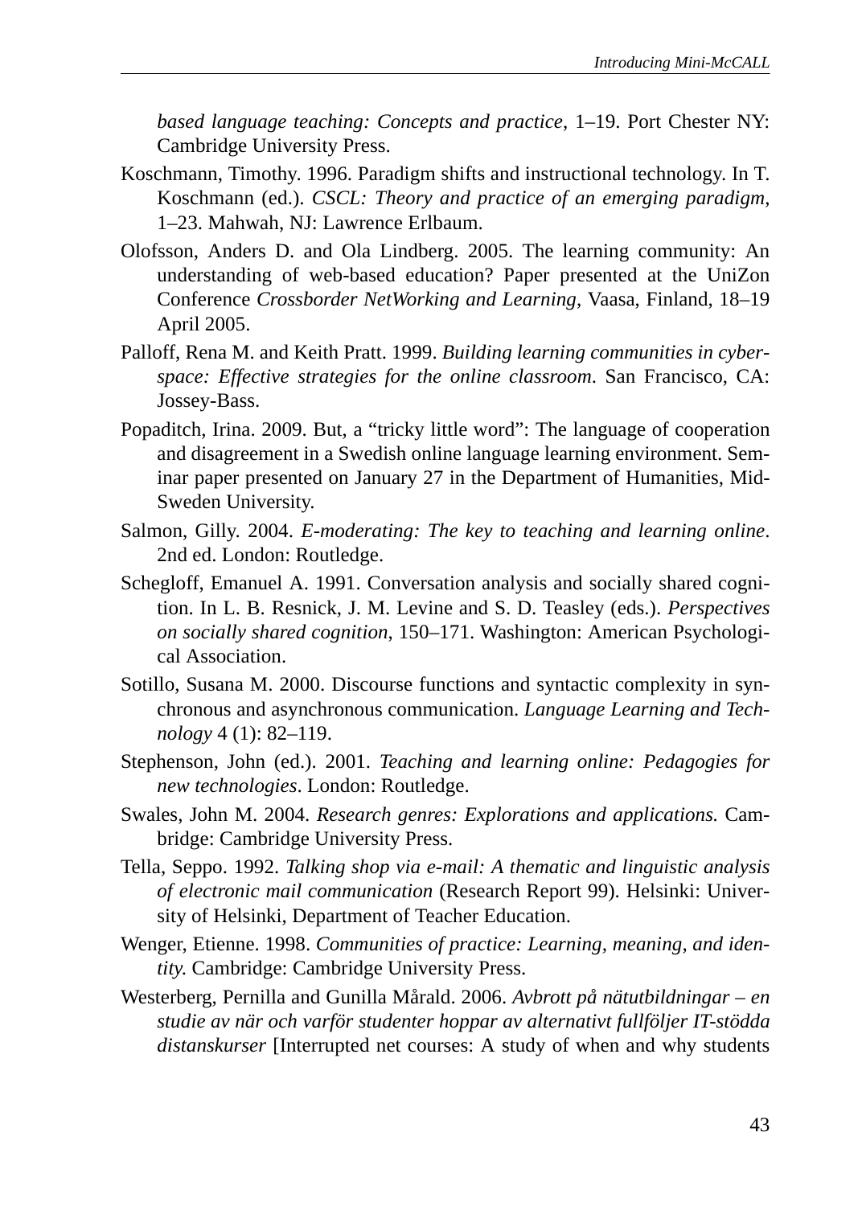*based language teaching: Concepts and practice*, 1–19. Port Chester NY: Cambridge University Press.

Koschmann, Timothy. 1996. Paradigm shifts and instructional technology. In T. Koschmann (ed.). *CSCL: Theory and practice of an emerging paradigm*, 1–23. Mahwah, NJ: Lawrence Erlbaum.

Olofsson, Anders D. and Ola Lindberg. 2005. The learning community: An understanding of web-based education? Paper presented at the UniZon Conference *Crossborder NetWorking and Learning*, Vaasa, Finland, 18–19 April 2005.

Palloff, Rena M. and Keith Pratt. 1999. *Building learning communities in cyberspace: Effective strategies for the online classroom*. San Francisco, CA: Jossey-Bass.

Popaditch, Irina. 2009. But, a "tricky little word": The language of cooperation and disagreement in a Swedish online language learning environment. Seminar paper presented on January 27 in the Department of Humanities, Mid-Sweden University.

Salmon, Gilly. 2004. *E-moderating: The key to teaching and learning online*. 2nd ed. London: Routledge.

Schegloff, Emanuel A. 1991. Conversation analysis and socially shared cognition. In L. B. Resnick, J. M. Levine and S. D. Teasley (eds.). *Perspectives on socially shared cognition*, 150–171. Washington: American Psychological Association.

Sotillo, Susana M. 2000. Discourse functions and syntactic complexity in synchronous and asynchronous communication. *Language Learning and Technology* 4 (1): 82–119.

Stephenson, John (ed.). 2001. *Teaching and learning online: Pedagogies for new technologies*. London: Routledge.

Swales, John M. 2004. *Research genres: Explorations and applications.* Cambridge: Cambridge University Press.

Tella, Seppo. 1992. *Talking shop via e-mail: A thematic and linguistic analysis of electronic mail communication* (Research Report 99). Helsinki: University of Helsinki, Department of Teacher Education.

Wenger, Etienne. 1998. *Communities of practice: Learning, meaning, and identity.* Cambridge: Cambridge University Press.

Westerberg, Pernilla and Gunilla Mårald. 2006. *Avbrott på nätutbildningar – en studie av när och varför studenter hoppar av alternativt fullföljer IT-stödda distanskurser* [Interrupted net courses: A study of when and why students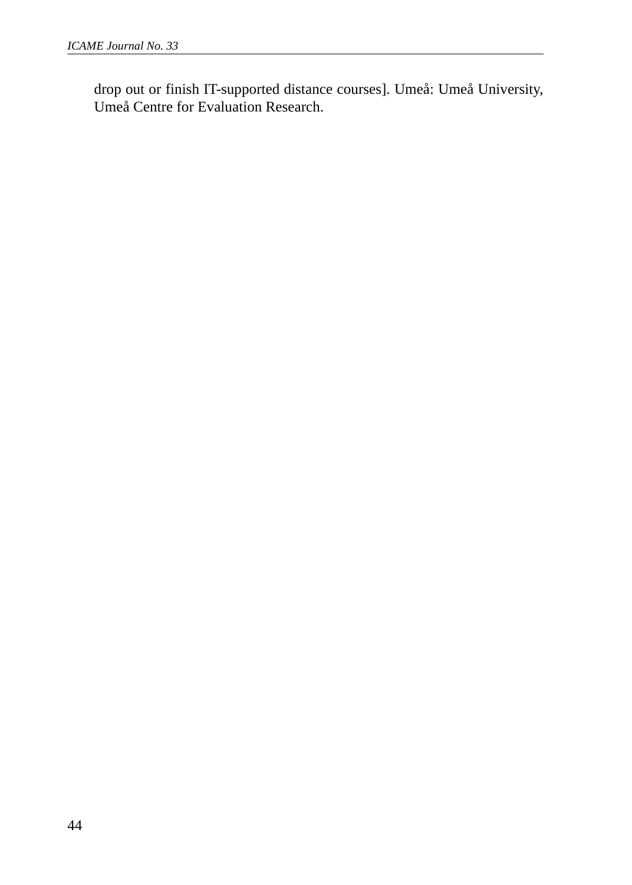drop out or finish IT-supported distance courses]. Umeå: Umeå University, Umeå Centre for Evaluation Research.